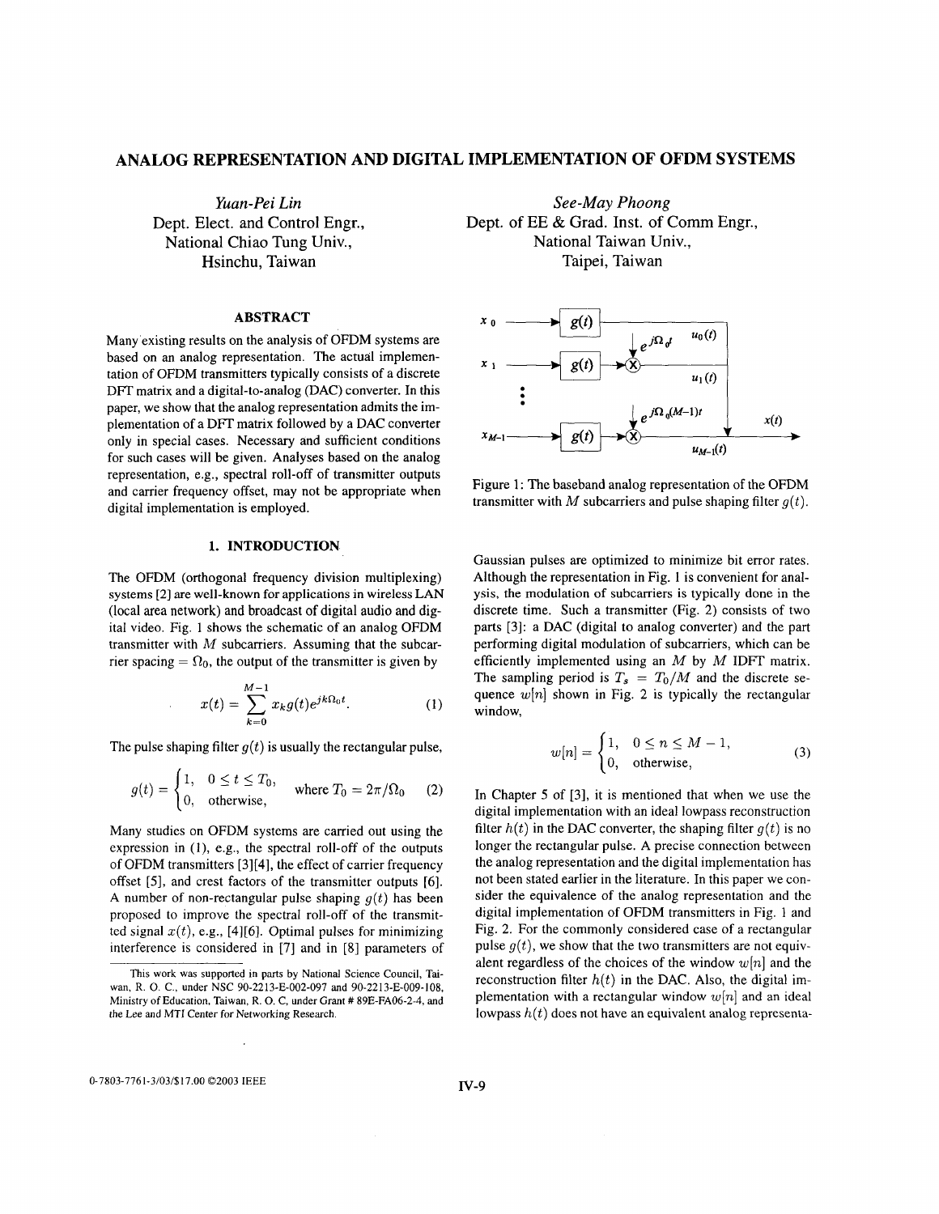# ANALOG REPRESENTATION AND DIGITAL IMPLEMENTATION OF OFDM SYSTEMS

*Yuan-Pei Lin*
Dept. Elect. and Control Engr.,
National Chiao Tung Univ.,
Hsinchu, Taiwan

*See-May Phoong*
Dept. of EE & Grad. Inst. of Comm Engr.,
National Taiwan Univ.,
Taipei, Taiwan

## ABSTRACT

Many existing results on the analysis of OFDM systems are based on an analog representation. The actual implementation of OFDM transmitters typically consists of a discrete DFT matrix and a digital-to-analog (DAC) converter. In this paper, we show that the analog representation admits the implementation of a DFT matrix followed by a DAC converter only in special cases. Necessary and sufficient conditions for such cases will be given. Analyses based on the analog representation, e.g., spectral roll-off of transmitter outputs and carrier frequency offset, may not be appropriate when digital implementation is employed.

## 1. INTRODUCTION

The OFDM (orthogonal frequency division multiplexing) systems [2] are well-known for applications in wireless LAN (local area network) and broadcast of digital audio and digital video. Fig. 1 shows the schematic of an analog OFDM transmitter with $M$ subcarriers. Assuming that the subcarrier spacing $= \Omega_0$, the output of the transmitter is given by

$$x(t) = \sum_{k=0}^{M-1} x_k g(t) e^{jk\Omega_0 t}. \quad (1)$$

The pulse shaping filter $g(t)$ is usually the rectangular pulse,

$$g(t) = \begin{cases} 1, & 0 \leq t \leq T_0, \\ 0, & \text{otherwise,} \end{cases} \quad \text{where } T_0 = 2\pi/\Omega_0 \quad (2)$$

Many studies on OFDM systems are carried out using the expression in (1), e.g., the spectral roll-off of the outputs of OFDM transmitters [3][4], the effect of carrier frequency offset [5], and crest factors of the transmitter outputs [6]. A number of non-rectangular pulse shaping $g(t)$ has been proposed to improve the spectral roll-off of the transmitted signal $x(t)$, e.g., [4][6]. Optimal pulses for minimizing interference is considered in [7] and in [8] parameters of Gaussian pulses are optimized to minimize bit error rates. Although the representation in Fig. 1 is convenient for analysis, the modulation of subcarriers is typically done in the discrete time. Such a transmitter (Fig. 2) consists of two parts [3]: a DAC (digital to analog converter) and the part performing digital modulation of subcarriers, which can be efficiently implemented using an $M$ by $M$ IDFT matrix. The sampling period is $T_s = T_0/M$ and the discrete sequence $w[n]$ shown in Fig. 2 is typically the rectangular window,

$$w[n] = \begin{cases} 1, & 0 \leq n \leq M-1, \\ 0, & \text{otherwise,} \end{cases} \quad (3)$$

In Chapter 5 of [3], it is mentioned that when we use the digital implementation with an ideal lowpass reconstruction filter $h(t)$ in the DAC converter, the shaping filter $g(t)$ is no longer the rectangular pulse. A precise connection between the analog representation and the digital implementation has not been stated earlier in the literature. In this paper we consider the equivalence of the analog representation and the digital implementation of OFDM transmitters in Fig. 1 and Fig. 2. For the commonly considered case of a rectangular pulse $g(t)$, we show that the two transmitters are not equivalent regardless of the choices of the window $w[n]$ and the reconstruction filter $h(t)$ in the DAC. Also, the digital implementation with a rectangular window $w[n]$ and an ideal lowpass $h(t)$ does not have an equivalent analog representa-

Figure 1: The baseband analog representation of the OFDM transmitter with $M$ subcarriers and pulse shaping filter $g(t)$.

This work was supported in parts by National Science Council, Taiwan, R. O. C., under NSC 90-2213-E-002-097 and 90-2213-E-009-108, Ministry of Education, Taiwan, R. O. C, under Grant # 89E-FA06-2-4, and the Lee and MTI Center for Networking Research.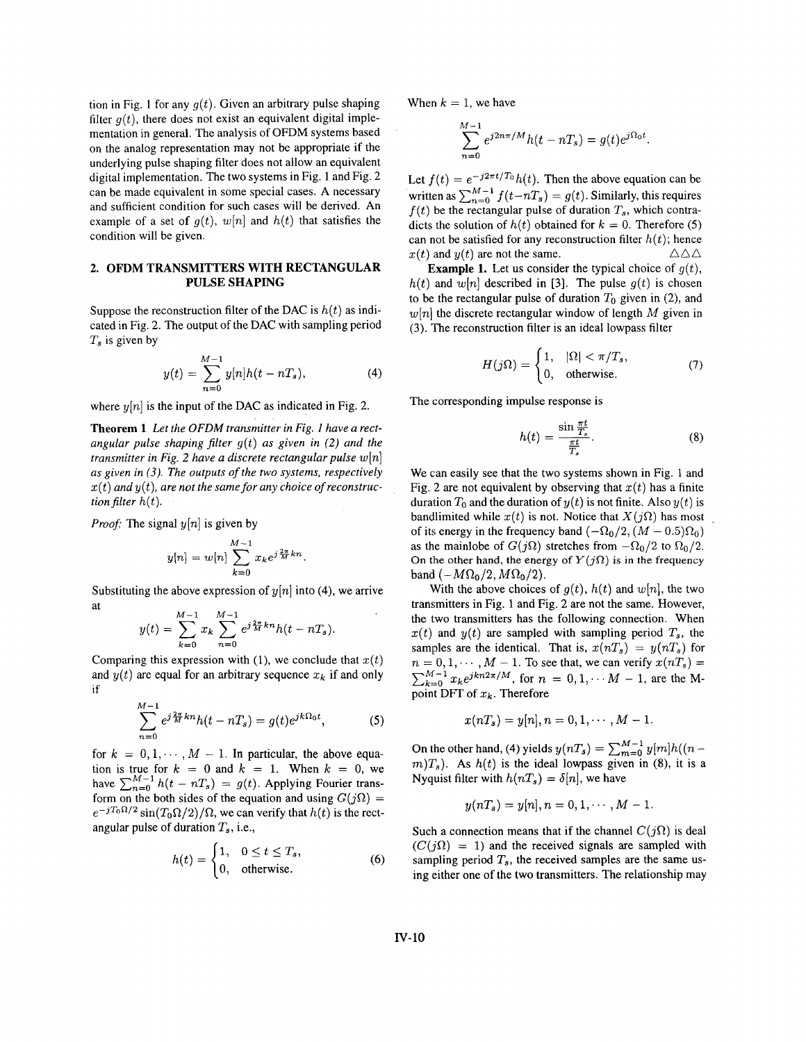tion in Fig. 1 for any $g(t)$. Given an arbitrary pulse shaping filter $g(t)$, there does not exist an equivalent digital implementation in general. The analysis of OFDM systems based on the analog representation may not be appropriate if the underlying pulse shaping filter does not allow an equivalent digital implementation. The two systems in Fig. 1 and Fig. 2 can be made equivalent in some special cases. A necessary and sufficient condition for such cases will be derived. An example of a set of $g(t)$, $w[n]$ and $h(t)$ that satisfies the condition will be given.

## 2. OFDM TRANSMITTERS WITH RECTANGULAR PULSE SHAPING

Suppose the reconstruction filter of the DAC is $h(t)$ as indicated in Fig. 2. The output of the DAC with sampling period $T_s$ is given by

$$y(t) = \sum_{n=0}^{M-1} y[n]h(t - nT_s), \tag{4}$$

where $y[n]$ is the input of the DAC as indicated in Fig. 2.

**Theorem 1** *Let the OFDM transmitter in Fig. 1 have a rectangular pulse shaping filter $g(t)$ as given in (2) and the transmitter in Fig. 2 have a discrete rectangular pulse $w[n]$ as given in (3). The outputs of the two systems, respectively $x(t)$ and $y(t)$, are not the same for any choice of reconstruction filter $h(t)$.*

*Proof:* The signal $y[n]$ is given by

$$y[n] = w[n] \sum_{k=0}^{M-1} x_k e^{j\frac{2\pi}{M}kn}.$$

Substituting the above expression of $y[n]$ into (4), we arrive at

$$y(t) = \sum_{k=0}^{M-1} x_k \sum_{n=0}^{M-1} e^{j\frac{2\pi}{M}kn} h(t - nT_s).$$

Comparing this expression with (1), we conclude that $x(t)$ and $y(t)$ are equal for an arbitrary sequence $x_k$ if and only if

$$\sum_{n=0}^{M-1} e^{j\frac{2\pi}{M}kn} h(t - nT_s) = g(t)e^{jk\Omega_0 t}, \tag{5}$$

for $k = 0, 1, \cdots, M-1$. In particular, the above equation is true for $k = 0$ and $k = 1$. When $k = 0$, we have $\sum_{n=0}^{M-1} h(t - nT_s) = g(t)$. Applying Fourier transform on the both sides of the equation and using $G(j\Omega) = e^{-jT_0\Omega/2}\sin(T_0\Omega/2)/\Omega$, we can verify that $h(t)$ is the rectangular pulse of duration $T_s$, i.e.,

$$h(t) = \begin{cases} 1, & 0 \le t \le T_s, \\ 0, & \text{otherwise.} \end{cases} \tag{6}$$

When $k = 1$, we have

$$\sum_{n=0}^{M-1} e^{j2n\pi/M} h(t - nT_s) = g(t)e^{j\Omega_0 t}.$$

Let $f(t) = e^{-j2\pi t/T_0}h(t)$. Then the above equation can be written as $\sum_{n=0}^{M-1} f(t - nT_s) = g(t)$. Similarly, this requires $f(t)$ be the rectangular pulse of duration $T_s$, which contradicts the solution of $h(t)$ obtained for $k = 0$. Therefore (5) can not be satisfied for any reconstruction filter $h(t)$; hence $x(t)$ and $y(t)$ are not the same. $\triangle\triangle\triangle$

**Example 1.** Let us consider the typical choice of $g(t)$, $h(t)$ and $w[n]$ described in [3]. The pulse $g(t)$ is chosen to be the rectangular pulse of duration $T_0$ given in (2), and $w[n]$ the discrete rectangular window of length $M$ given in (3). The reconstruction filter is an ideal lowpass filter

$$H(j\Omega) = \begin{cases} 1, & |\Omega| < \pi/T_s, \\ 0, & \text{otherwise.} \end{cases} \tag{7}$$

The corresponding impulse response is

$$h(t) = \frac{\sin\frac{\pi t}{T_s}}{\frac{\pi t}{T_s}}. \tag{8}$$

We can easily see that the two systems shown in Fig. 1 and Fig. 2 are not equivalent by observing that $x(t)$ has a finite duration $T_0$ and the duration of $y(t)$ is not finite. Also $y(t)$ is bandlimited while $x(t)$ is not. Notice that $X(j\Omega)$ has most of its energy in the frequency band $(-\Omega_0/2, (M-0.5)\Omega_0)$ as the mainlobe of $G(j\Omega)$ stretches from $-\Omega_0/2$ to $\Omega_0/2$. On the other hand, the energy of $Y(j\Omega)$ is in the frequency band $(-M\Omega_0/2, M\Omega_0/2)$.

With the above choices of $g(t)$, $h(t)$ and $w[n]$, the two transmitters in Fig. 1 and Fig. 2 are not the same. However, the two transmitters has the following connection. When $x(t)$ and $y(t)$ are sampled with sampling period $T_s$, the samples are the identical. That is, $x(nT_s) = y(nT_s)$ for $n = 0, 1, \cdots, M-1$. To see that, we can verify $x(nT_s) = \sum_{k=0}^{M-1} x_k e^{jkn2\pi/M}$, for $n = 0, 1, \cdots M-1$, are the M-point DFT of $x_k$. Therefore

$$x(nT_s) = y[n], n = 0, 1, \cdots, M-1.$$

On the other hand, (4) yields $y(nT_s) = \sum_{m=0}^{M-1} y[m]h((n-m)T_s)$. As $h(t)$ is the ideal lowpass given in (8), it is a Nyquist filter with $h(nT_s) = \delta[n]$, we have

$$y(nT_s) = y[n], n = 0, 1, \cdots, M-1.$$

Such a connection means that if the channel $C(j\Omega)$ is deal ($C(j\Omega) = 1$) and the received signals are sampled with sampling period $T_s$, the received samples are the same using either one of the two transmitters. The relationship may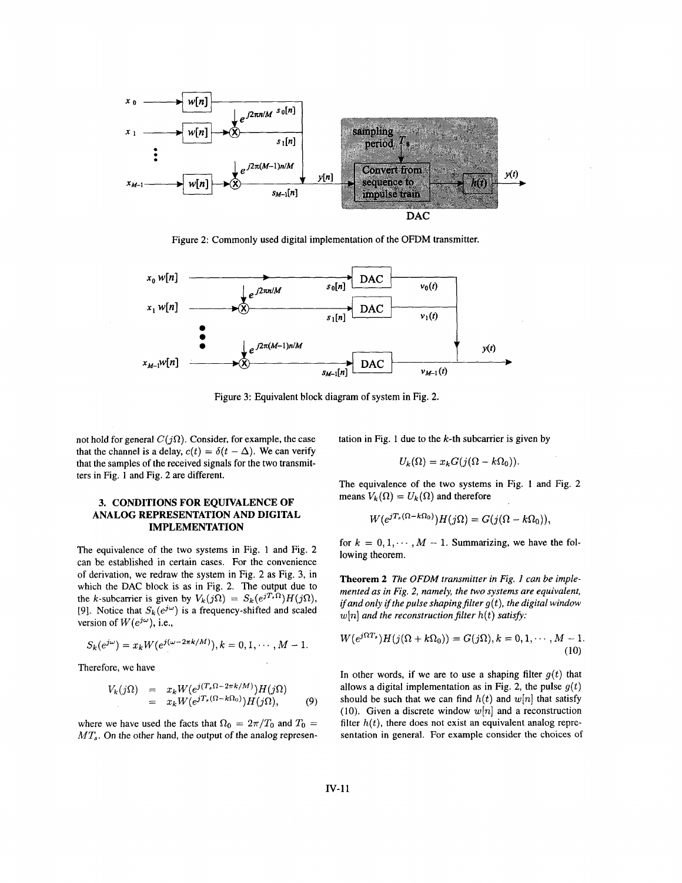Figure 2: Commonly used digital implementation of the OFDM transmitter.

Figure 3: Equivalent block diagram of system in Fig. 2.

not hold for general $C(j\Omega)$. Consider, for example, the case that the channel is a delay, $c(t) = \delta(t - \Delta)$. We can verify that the samples of the received signals for the two transmitters in Fig. 1 and Fig. 2 are different.

## 3. CONDITIONS FOR EQUIVALENCE OF ANALOG REPRESENTATION AND DIGITAL IMPLEMENTATION

The equivalence of the two systems in Fig. 1 and Fig. 2 can be established in certain cases. For the convenience of derivation, we redraw the system in Fig. 2 as Fig. 3, in which the DAC block is as in Fig. 2. The output due to the $k$-subcarrier is given by $V_k(j\Omega) = S_k(e^{jT_s\Omega})H(j\Omega)$, [9]. Notice that $S_k(e^{j\omega})$ is a frequency-shifted and scaled version of $W(e^{j\omega})$, i.e.,

$$S_k(e^{j\omega}) = x_k W(e^{j(\omega - 2\pi k/M)}), k = 0, 1, \cdots, M-1.$$

Therefore, we have

$$\begin{aligned} V_k(j\Omega) &= x_k W(e^{j(T_s\Omega - 2\pi k/M)})H(j\Omega) \\ &= x_k W(e^{jT_s(\Omega - k\Omega_0)})H(j\Omega), \end{aligned} \quad (9)$$

where we have used the facts that $\Omega_0 = 2\pi/T_0$ and $T_0 = MT_s$. On the other hand, the output of the analog representation in Fig. 1 due to the $k$-th subcarrier is given by

$$U_k(\Omega) = x_k G(j(\Omega - k\Omega_0)).$$

The equivalence of the two systems in Fig. 1 and Fig. 2 means $V_k(\Omega) = U_k(\Omega)$ and therefore

$$W(e^{jT_s(\Omega - k\Omega_0)})H(j\Omega) = G(j(\Omega - k\Omega_0)),$$

for $k = 0, 1, \cdots, M-1$. Summarizing, we have the following theorem.

**Theorem 2** *The OFDM transmitter in Fig. 1 can be implemented as in Fig. 2, namely, the two systems are equivalent, if and only if the pulse shaping filter $g(t)$, the digital window $w[n]$ and the reconstruction filter $h(t)$ satisfy:*

$$W(e^{j\Omega T_s})H(j(\Omega + k\Omega_0)) = G(j\Omega), k = 0, 1, \cdots, M-1. \quad (10)$$

In other words, if we are to use a shaping filter $g(t)$ that allows a digital implementation as in Fig. 2, the pulse $g(t)$ should be such that we can find $h(t)$ and $w[n]$ that satisfy (10). Given a discrete window $w[n]$ and a reconstruction filter $h(t)$, there does not exist an equivalent analog representation in general. For example consider the choices of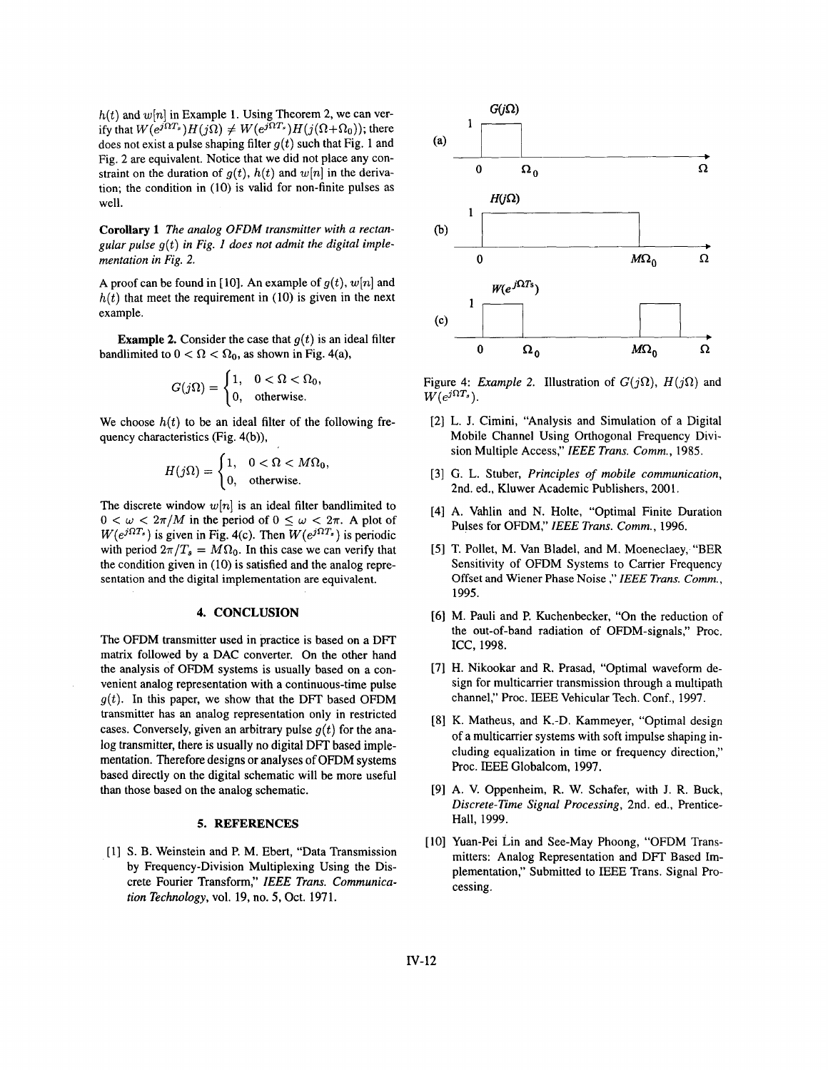$h(t)$ and $w[n]$ in Example 1. Using Theorem 2, we can verify that $W(e^{j\Omega T_s})H(j\Omega) \neq W(e^{j\Omega T_s})H(j(\Omega+\Omega_0))$; there does not exist a pulse shaping filter $g(t)$ such that Fig. 1 and Fig. 2 are equivalent. Notice that we did not place any constraint on the duration of $g(t)$, $h(t)$ and $w[n]$ in the derivation; the condition in (10) is valid for non-finite pulses as well.

**Corollary 1** *The analog OFDM transmitter with a rectangular pulse $g(t)$ in Fig. 1 does not admit the digital implementation in Fig. 2.*

A proof can be found in [10]. An example of $g(t)$, $w[n]$ and $h(t)$ that meet the requirement in (10) is given in the next example.

**Example 2.** Consider the case that $g(t)$ is an ideal filter bandlimited to $0 < \Omega < \Omega_0$, as shown in Fig. 4(a),

$$G(j\Omega) = \begin{cases} 1, & 0 < \Omega < \Omega_0, \\ 0, & \text{otherwise.} \end{cases}$$

We choose $h(t)$ to be an ideal filter of the following frequency characteristics (Fig. 4(b)),

$$H(j\Omega) = \begin{cases} 1, & 0 < \Omega < M\Omega_0, \\ 0, & \text{otherwise.} \end{cases}$$

The discrete window $w[n]$ is an ideal filter bandlimited to $0 < \omega < 2\pi/M$ in the period of $0 \leq \omega < 2\pi$. A plot of $W(e^{j\Omega T_s})$ is given in Fig. 4(c). Then $W(e^{j\Omega T_s})$ is periodic with period $2\pi/T_s = M\Omega_0$. In this case we can verify that the condition given in (10) is satisfied and the analog representation and the digital implementation are equivalent.

(a) $G(j\Omega)$ 1 0 $\Omega_0$ $\Omega$

(b) $H(j\Omega)$ 1 0 $M\Omega_0$ $\Omega$

(c) $W(e^{j\Omega T_s})$ 1 0 $\Omega_0$ $M\Omega_0$ $\Omega$

Figure 4: *Example 2.* Illustration of $G(j\Omega)$, $H(j\Omega)$ and $W(e^{j\Omega T_s})$.

## 4. CONCLUSION

The OFDM transmitter used in practice is based on a DFT matrix followed by a DAC converter. On the other hand the analysis of OFDM systems is usually based on a convenient analog representation with a continuous-time pulse $g(t)$. In this paper, we show that the DFT based OFDM transmitter has an analog representation only in restricted cases. Conversely, given an arbitrary pulse $g(t)$ for the analog transmitter, there is usually no digital DFT based implementation. Therefore designs or analyses of OFDM systems based directly on the digital schematic will be more useful than those based on the analog schematic.

## 5. REFERENCES

[1] S. B. Weinstein and P. M. Ebert, "Data Transmission by Frequency-Division Multiplexing Using the Discrete Fourier Transform," *IEEE Trans. Communication Technology*, vol. 19, no. 5, Oct. 1971.

[2] L. J. Cimini, "Analysis and Simulation of a Digital Mobile Channel Using Orthogonal Frequency Division Multiple Access," *IEEE Trans. Comm.*, 1985.

[3] G. L. Stuber, *Principles of mobile communication*, 2nd. ed., Kluwer Academic Publishers, 2001.

[4] A. Vahlin and N. Holte, "Optimal Finite Duration Pulses for OFDM," *IEEE Trans. Comm.*, 1996.

[5] T. Pollet, M. Van Bladel, and M. Moeneclaey, "BER Sensitivity of OFDM Systems to Carrier Frequency Offset and Wiener Phase Noise ," *IEEE Trans. Comm.*, 1995.

[6] M. Pauli and P. Kuchenbecker, "On the reduction of the out-of-band radiation of OFDM-signals," Proc. ICC, 1998.

[7] H. Nikookar and R. Prasad, "Optimal waveform design for multicarrier transmission through a multipath channel," Proc. IEEE Vehicular Tech. Conf., 1997.

[8] K. Matheus, and K.-D. Kammeyer, "Optimal design of a multicarrier systems with soft impulse shaping including equalization in time or frequency direction," Proc. IEEE Globalcom, 1997.

[9] A. V. Oppenheim, R. W. Schafer, with J. R. Buck, *Discrete-Time Signal Processing*, 2nd. ed., Prentice-Hall, 1999.

[10] Yuan-Pei Lin and See-May Phoong, "OFDM Transmitters: Analog Representation and DFT Based Implementation," Submitted to IEEE Trans. Signal Processing.